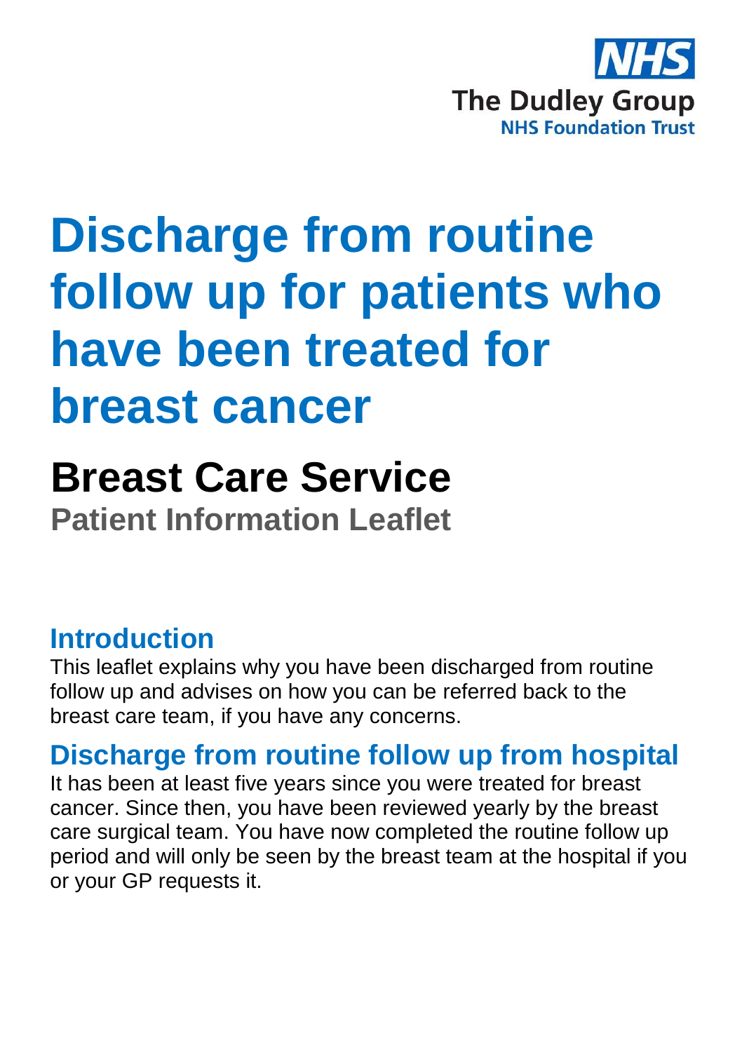NHS
The Dudley Group
NHS Foundation Trust

# Discharge from routine follow up for patients who have been treated for breast cancer

## Breast Care Service

**Patient Information Leaflet**

### Introduction

This leaflet explains why you have been discharged from routine follow up and advises on how you can be referred back to the breast care team, if you have any concerns.

### Discharge from routine follow up from hospital

It has been at least five years since you were treated for breast cancer. Since then, you have been reviewed yearly by the breast care surgical team. You have now completed the routine follow up period and will only be seen by the breast team at the hospital if you or your GP requests it.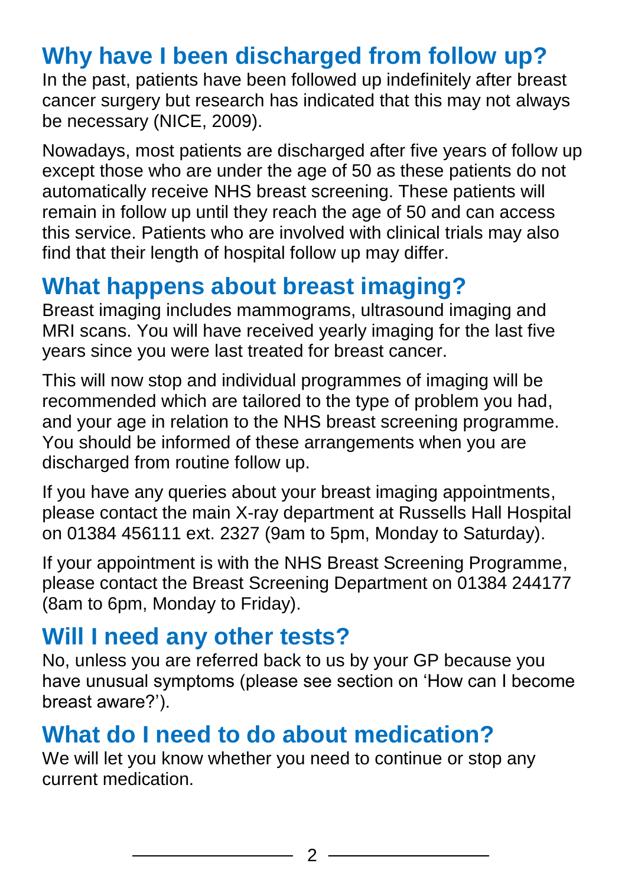## Why have I been discharged from follow up?

In the past, patients have been followed up indefinitely after breast cancer surgery but research has indicated that this may not always be necessary (NICE, 2009).

Nowadays, most patients are discharged after five years of follow up except those who are under the age of 50 as these patients do not automatically receive NHS breast screening. These patients will remain in follow up until they reach the age of 50 and can access this service. Patients who are involved with clinical trials may also find that their length of hospital follow up may differ.

## What happens about breast imaging?

Breast imaging includes mammograms, ultrasound imaging and MRI scans. You will have received yearly imaging for the last five years since you were last treated for breast cancer.

This will now stop and individual programmes of imaging will be recommended which are tailored to the type of problem you had, and your age in relation to the NHS breast screening programme. You should be informed of these arrangements when you are discharged from routine follow up.

If you have any queries about your breast imaging appointments, please contact the main X-ray department at Russells Hall Hospital on 01384 456111 ext. 2327 (9am to 5pm, Monday to Saturday).

If your appointment is with the NHS Breast Screening Programme, please contact the Breast Screening Department on 01384 244177 (8am to 6pm, Monday to Friday).

## Will I need any other tests?

No, unless you are referred back to us by your GP because you have unusual symptoms (please see section on 'How can I become breast aware?').

## What do I need to do about medication?

We will let you know whether you need to continue or stop any current medication.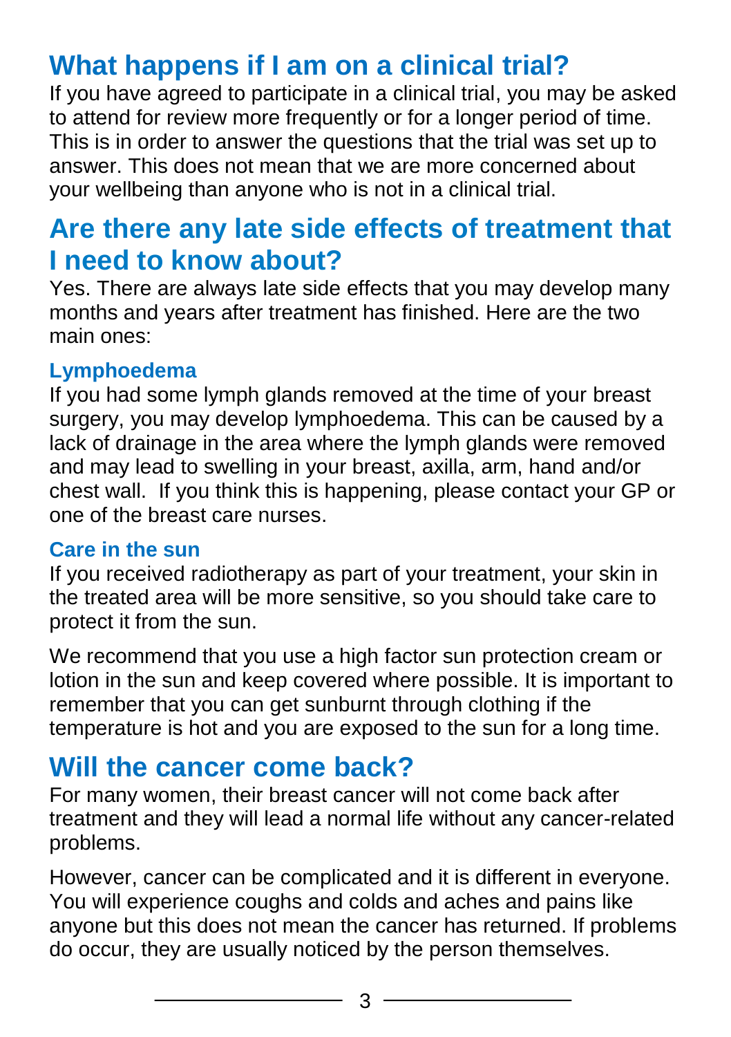## What happens if I am on a clinical trial?

If you have agreed to participate in a clinical trial, you may be asked to attend for review more frequently or for a longer period of time. This is in order to answer the questions that the trial was set up to answer. This does not mean that we are more concerned about your wellbeing than anyone who is not in a clinical trial.

## Are there any late side effects of treatment that I need to know about?

Yes. There are always late side effects that you may develop many months and years after treatment has finished. Here are the two main ones:

### Lymphoedema

If you had some lymph glands removed at the time of your breast surgery, you may develop lymphoedema. This can be caused by a lack of drainage in the area where the lymph glands were removed and may lead to swelling in your breast, axilla, arm, hand and/or chest wall. If you think this is happening, please contact your GP or one of the breast care nurses.

### Care in the sun

If you received radiotherapy as part of your treatment, your skin in the treated area will be more sensitive, so you should take care to protect it from the sun.

We recommend that you use a high factor sun protection cream or lotion in the sun and keep covered where possible. It is important to remember that you can get sunburnt through clothing if the temperature is hot and you are exposed to the sun for a long time.

## Will the cancer come back?

For many women, their breast cancer will not come back after treatment and they will lead a normal life without any cancer-related problems.

However, cancer can be complicated and it is different in everyone. You will experience coughs and colds and aches and pains like anyone but this does not mean the cancer has returned. If problems do occur, they are usually noticed by the person themselves.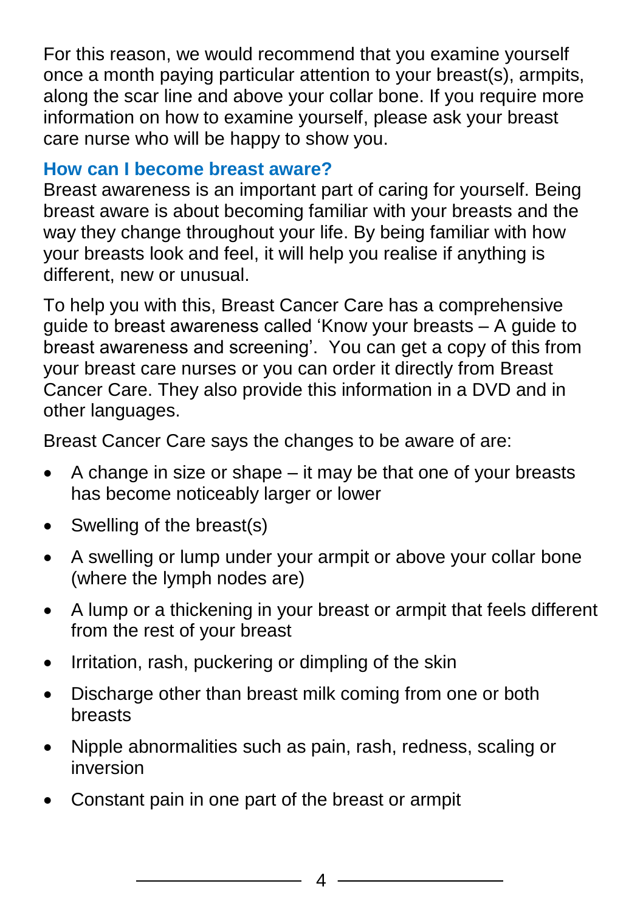For this reason, we would recommend that you examine yourself once a month paying particular attention to your breast(s), armpits, along the scar line and above your collar bone. If you require more information on how to examine yourself, please ask your breast care nurse who will be happy to show you.

## How can I become breast aware?

Breast awareness is an important part of caring for yourself. Being breast aware is about becoming familiar with your breasts and the way they change throughout your life. By being familiar with how your breasts look and feel, it will help you realise if anything is different, new or unusual.

To help you with this, Breast Cancer Care has a comprehensive guide to breast awareness called 'Know your breasts – A guide to breast awareness and screening'. You can get a copy of this from your breast care nurses or you can order it directly from Breast Cancer Care. They also provide this information in a DVD and in other languages.

Breast Cancer Care says the changes to be aware of are:

- A change in size or shape – it may be that one of your breasts has become noticeably larger or lower
- Swelling of the breast(s)
- A swelling or lump under your armpit or above your collar bone (where the lymph nodes are)
- A lump or a thickening in your breast or armpit that feels different from the rest of your breast
- Irritation, rash, puckering or dimpling of the skin
- Discharge other than breast milk coming from one or both breasts
- Nipple abnormalities such as pain, rash, redness, scaling or inversion
- Constant pain in one part of the breast or armpit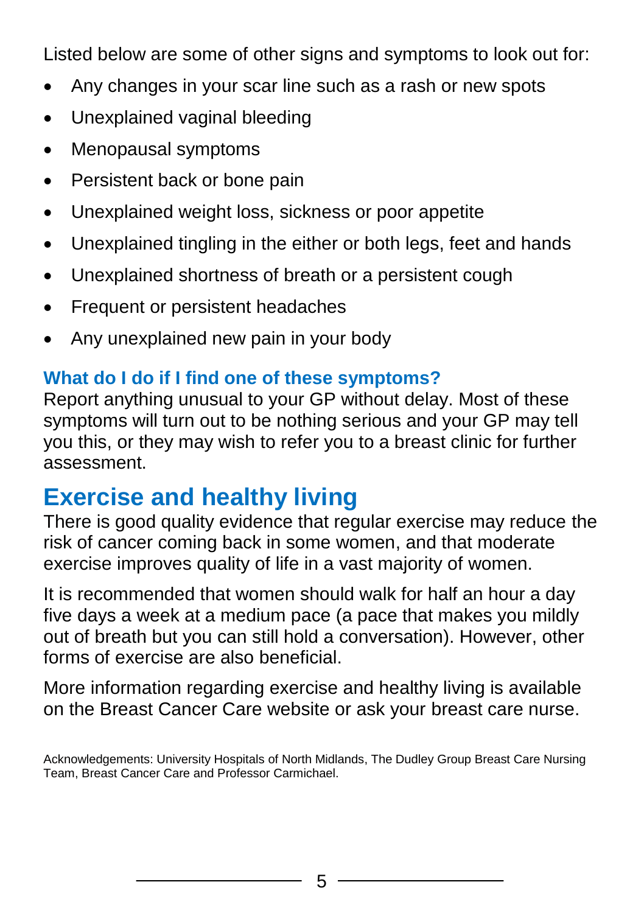Listed below are some of other signs and symptoms to look out for:

- Any changes in your scar line such as a rash or new spots
- Unexplained vaginal bleeding
- Menopausal symptoms
- Persistent back or bone pain
- Unexplained weight loss, sickness or poor appetite
- Unexplained tingling in the either or both legs, feet and hands
- Unexplained shortness of breath or a persistent cough
- Frequent or persistent headaches
- Any unexplained new pain in your body

### What do I do if I find one of these symptoms?

Report anything unusual to your GP without delay. Most of these symptoms will turn out to be nothing serious and your GP may tell you this, or they may wish to refer you to a breast clinic for further assessment.

## Exercise and healthy living

There is good quality evidence that regular exercise may reduce the risk of cancer coming back in some women, and that moderate exercise improves quality of life in a vast majority of women.

It is recommended that women should walk for half an hour a day five days a week at a medium pace (a pace that makes you mildly out of breath but you can still hold a conversation). However, other forms of exercise are also beneficial.

More information regarding exercise and healthy living is available on the Breast Cancer Care website or ask your breast care nurse.

Acknowledgements: University Hospitals of North Midlands, The Dudley Group Breast Care Nursing Team, Breast Cancer Care and Professor Carmichael.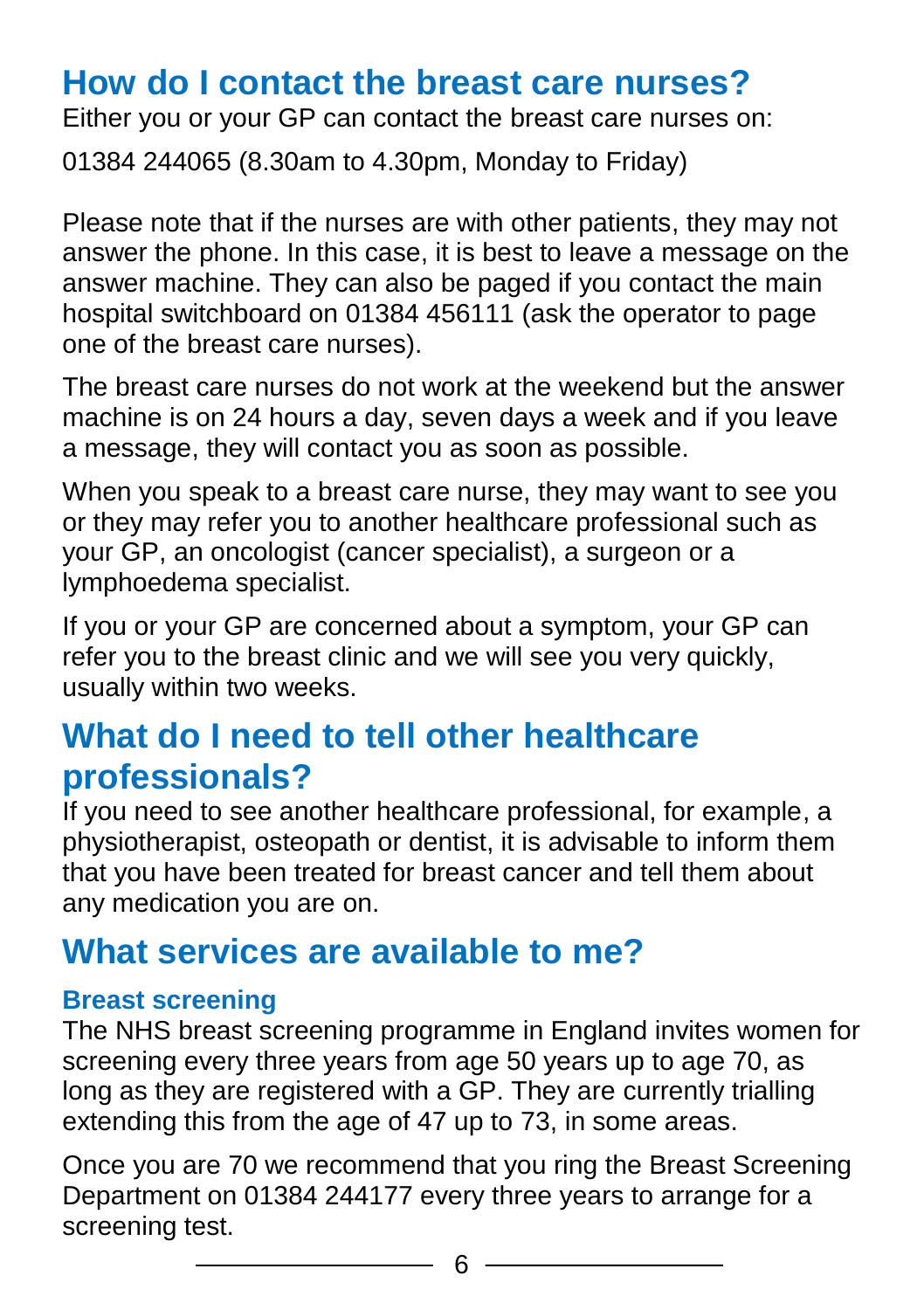## How do I contact the breast care nurses?

Either you or your GP can contact the breast care nurses on:

01384 244065 (8.30am to 4.30pm, Monday to Friday)

Please note that if the nurses are with other patients, they may not answer the phone. In this case, it is best to leave a message on the answer machine. They can also be paged if you contact the main hospital switchboard on 01384 456111 (ask the operator to page one of the breast care nurses).

The breast care nurses do not work at the weekend but the answer machine is on 24 hours a day, seven days a week and if you leave a message, they will contact you as soon as possible.

When you speak to a breast care nurse, they may want to see you or they may refer you to another healthcare professional such as your GP, an oncologist (cancer specialist), a surgeon or a lymphoedema specialist.

If you or your GP are concerned about a symptom, your GP can refer you to the breast clinic and we will see you very quickly, usually within two weeks.

## What do I need to tell other healthcare professionals?

If you need to see another healthcare professional, for example, a physiotherapist, osteopath or dentist, it is advisable to inform them that you have been treated for breast cancer and tell them about any medication you are on.

## What services are available to me?

### Breast screening

The NHS breast screening programme in England invites women for screening every three years from age 50 years up to age 70, as long as they are registered with a GP. They are currently trialling extending this from the age of 47 up to 73, in some areas.

Once you are 70 we recommend that you ring the Breast Screening Department on 01384 244177 every three years to arrange for a screening test.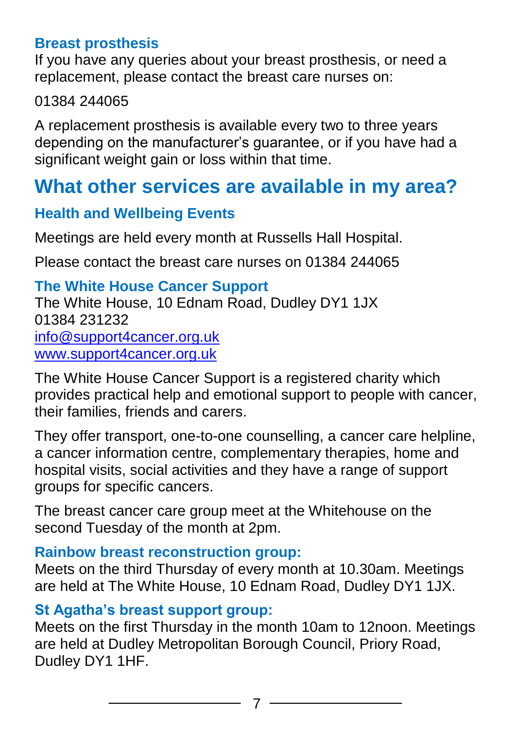### Breast prosthesis

If you have any queries about your breast prosthesis, or need a replacement, please contact the breast care nurses on:

01384 244065

A replacement prosthesis is available every two to three years depending on the manufacturer's guarantee, or if you have had a significant weight gain or loss within that time.

## What other services are available in my area?

### Health and Wellbeing Events

Meetings are held every month at Russells Hall Hospital.

Please contact the breast care nurses on 01384 244065

### The White House Cancer Support

The White House, 10 Ednam Road, Dudley DY1 1JX
01384 231232
info@support4cancer.org.uk
www.support4cancer.org.uk

The White House Cancer Support is a registered charity which provides practical help and emotional support to people with cancer, their families, friends and carers.

They offer transport, one-to-one counselling, a cancer care helpline, a cancer information centre, complementary therapies, home and hospital visits, social activities and they have a range of support groups for specific cancers.

The breast cancer care group meet at the Whitehouse on the second Tuesday of the month at 2pm.

### Rainbow breast reconstruction group:

Meets on the third Thursday of every month at 10.30am. Meetings are held at The White House, 10 Ednam Road, Dudley DY1 1JX.

### St Agatha's breast support group:

Meets on the first Thursday in the month 10am to 12noon. Meetings are held at Dudley Metropolitan Borough Council, Priory Road, Dudley DY1 1HF.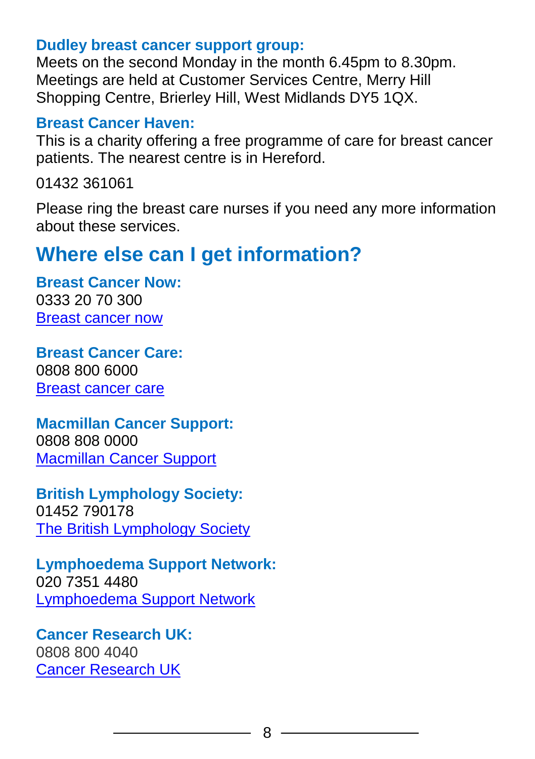**Dudley breast cancer support group:**
Meets on the second Monday in the month 6.45pm to 8.30pm. Meetings are held at Customer Services Centre, Merry Hill Shopping Centre, Brierley Hill, West Midlands DY5 1QX.

**Breast Cancer Haven:**
This is a charity offering a free programme of care for breast cancer patients. The nearest centre is in Hereford.

01432 361061

Please ring the breast care nurses if you need any more information about these services.

## Where else can I get information?

**Breast Cancer Now:**
0333 20 70 300
Breast cancer now

**Breast Cancer Care:**
0808 800 6000
Breast cancer care

**Macmillan Cancer Support:**
0808 808 0000
Macmillan Cancer Support

**British Lymphology Society:**
01452 790178
The British Lymphology Society

**Lymphoedema Support Network:**
020 7351 4480
Lymphoedema Support Network

**Cancer Research UK:**
0808 800 4040
Cancer Research UK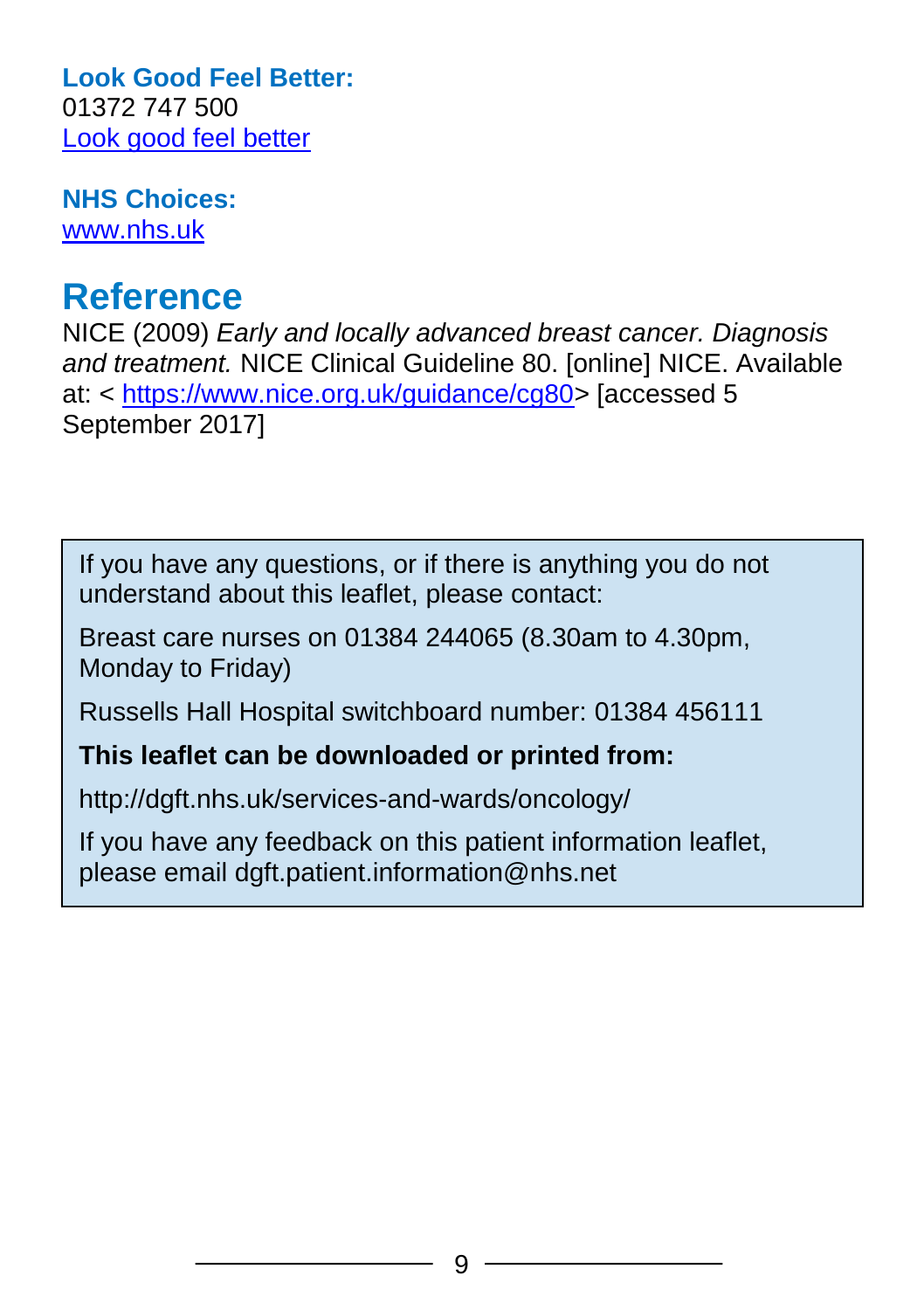**Look Good Feel Better:**
01372 747 500
Look good feel better

**NHS Choices:**
www.nhs.uk

## Reference

NICE (2009) *Early and locally advanced breast cancer. Diagnosis and treatment.* NICE Clinical Guideline 80. [online] NICE. Available at: < https://www.nice.org.uk/guidance/cg80> [accessed 5 September 2017]

If you have any questions, or if there is anything you do not understand about this leaflet, please contact:

Breast care nurses on 01384 244065 (8.30am to 4.30pm, Monday to Friday)

Russells Hall Hospital switchboard number: 01384 456111

**This leaflet can be downloaded or printed from:**

http://dgft.nhs.uk/services-and-wards/oncology/

If you have any feedback on this patient information leaflet, please email dgft.patient.information@nhs.net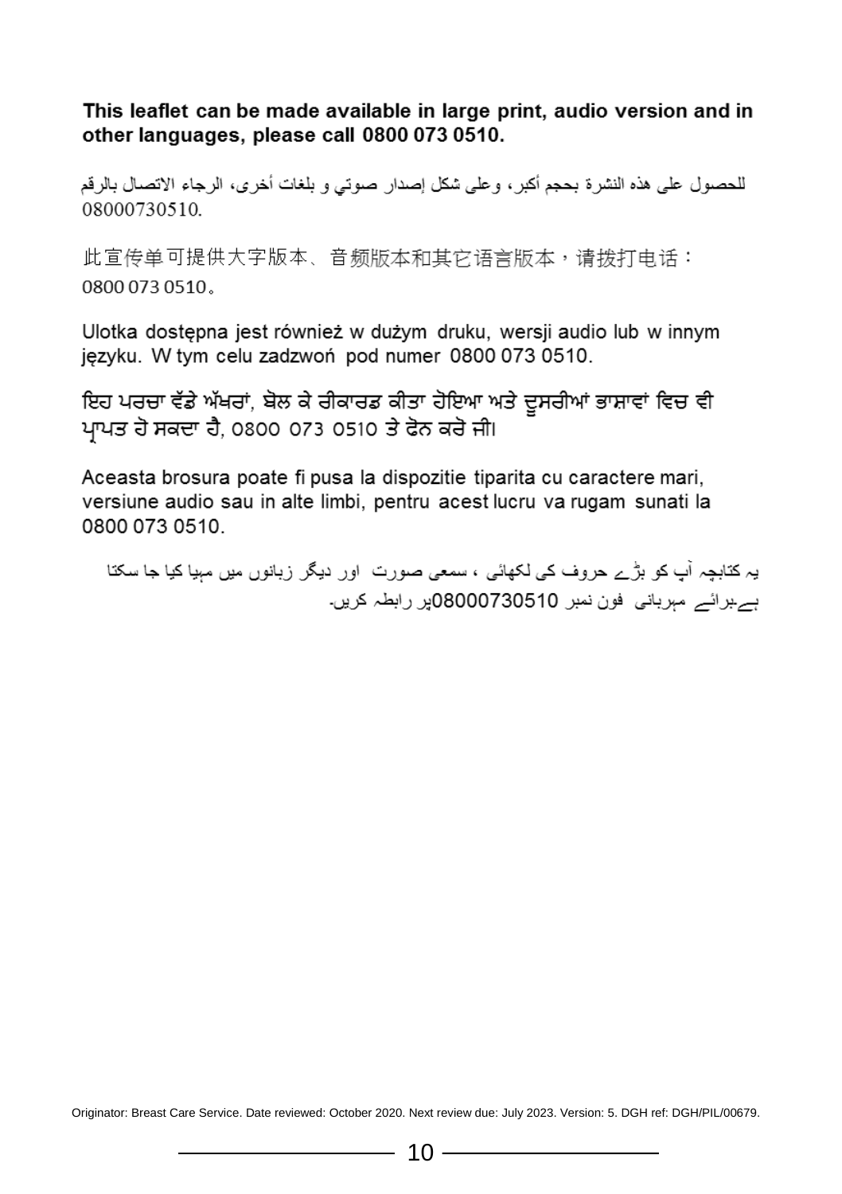**This leaflet can be made available in large print, audio version and in other languages, please call 0800 073 0510.**

للحصول على هذه النشرة بحجم أكبر، وعلى شكل إصدار صوتي و بلغات أخرى، الرجاء الاتصال بالرقم 08000730510.

此宣传单可提供大字版本、音频版本和其它语言版本，请拨打电话：0800 073 0510。

Ulotka dostępna jest również w dużym druku, wersji audio lub w innym języku. W tym celu zadzwoń pod numer 0800 073 0510.

ਇਹ ਪਰਚਾ ਵੱਡੇ ਅੱਖਰਾਂ, ਬੋਲ ਕੇ ਰੀਕਾਰਡ ਕੀਤਾ ਹੋਇਆ ਅਤੇ ਦੂਸਰੀਆਂ ਭਾਸ਼ਾਵਾਂ ਵਿਚ ਵੀ ਪ੍ਰਾਪਤ ਹੋ ਸਕਦਾ ਹੈ, 0800 073 0510 ਤੇ ਫੋਨ ਕਰੋ ਜੀ।

Aceasta brosura poate fi pusa la dispozitie tiparita cu caractere mari, versiune audio sau in alte limbi, pentru acest lucru va rugam sunati la 0800 073 0510.

یہ کتابچہ آپ کو بڑے حروف کی لکھائی ، سمعی صورت اور دیگر زبانوں میں مہیا کیا جا سکتا ہے۔برائے مہربانی فون نمبر 08000730510پر رابطہ کریں۔

Originator: Breast Care Service. Date reviewed: October 2020. Next review due: July 2023. Version: 5. DGH ref: DGH/PIL/00679.